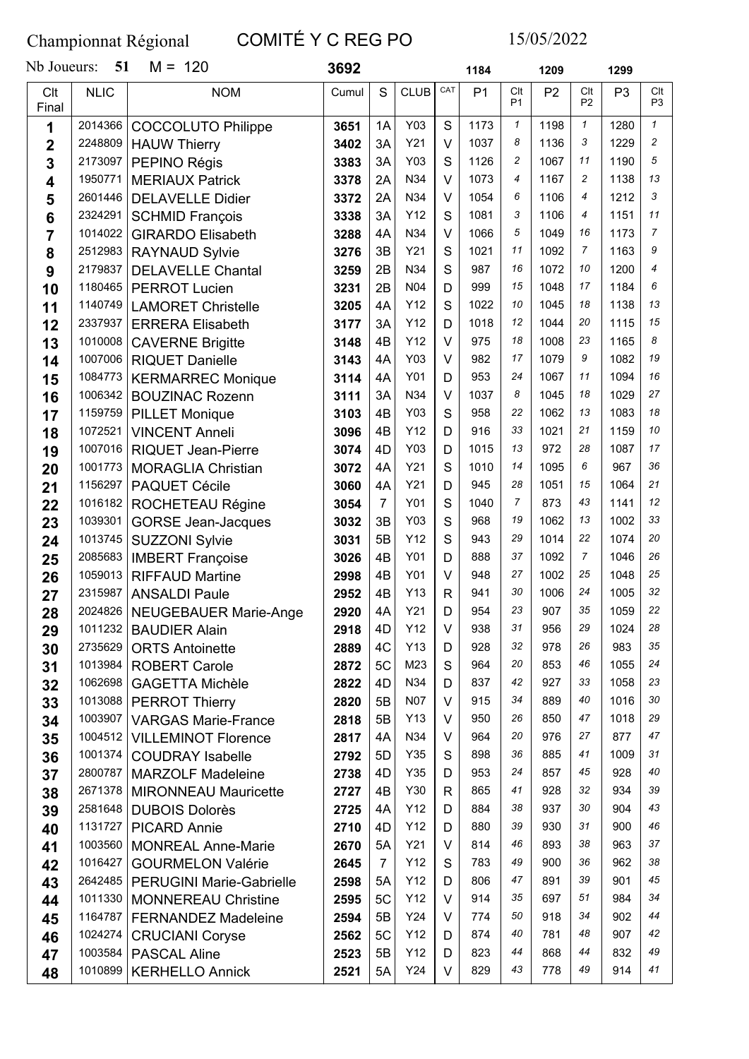Championnat Régional COMITÉ Y C REG PO 15/05/2022

Nb Joueurs: 51 M = 120

| Clt Final | NLIC | NOM | Cumul | S | CLUB | CAT | P1 | Clt P1 | P2 | Clt P2 | P3 | Clt P3 |
|---|---|---|---|---|---|---|---|---|---|---|---|---|
| | | | 3692 | | | | 1184 | | 1209 | | 1299 | |
| 1 | 2014366 | COCCOLUTO Philippe | 3651 | 1A | Y03 | S | 1173 | 1 | 1198 | 1 | 1280 | 1 |
| 2 | 2248809 | HAUW Thierry | 3402 | 3A | Y21 | V | 1037 | 8 | 1136 | 3 | 1229 | 2 |
| 3 | 2173097 | PEPINO Régis | 3383 | 3A | Y03 | S | 1126 | 2 | 1067 | 11 | 1190 | 5 |
| 4 | 1950771 | MERIAUX Patrick | 3378 | 2A | N34 | V | 1073 | 4 | 1167 | 2 | 1138 | 13 |
| 5 | 2601446 | DELAVELLE Didier | 3372 | 2A | N34 | V | 1054 | 6 | 1106 | 4 | 1212 | 3 |
| 6 | 2324291 | SCHMID François | 3338 | 3A | Y12 | S | 1081 | 3 | 1106 | 4 | 1151 | 11 |
| 7 | 1014022 | GIRARDO Elisabeth | 3288 | 4A | N34 | V | 1066 | 5 | 1049 | 16 | 1173 | 7 |
| 8 | 2512983 | RAYNAUD Sylvie | 3276 | 3B | Y21 | S | 1021 | 11 | 1092 | 7 | 1163 | 9 |
| 9 | 2179837 | DELAVELLE Chantal | 3259 | 2B | N34 | S | 987 | 16 | 1072 | 10 | 1200 | 4 |
| 10 | 1180465 | PERROT Lucien | 3231 | 2B | N04 | D | 999 | 15 | 1048 | 17 | 1184 | 6 |
| 11 | 1140749 | LAMORET Christelle | 3205 | 4A | Y12 | S | 1022 | 10 | 1045 | 18 | 1138 | 13 |
| 12 | 2337937 | ERRERA Elisabeth | 3177 | 3A | Y12 | D | 1018 | 12 | 1044 | 20 | 1115 | 15 |
| 13 | 1010008 | CAVERNE Brigitte | 3148 | 4B | Y12 | V | 975 | 18 | 1008 | 23 | 1165 | 8 |
| 14 | 1007006 | RIQUET Danielle | 3143 | 4A | Y03 | V | 982 | 17 | 1079 | 9 | 1082 | 19 |
| 15 | 1084773 | KERMARREC Monique | 3114 | 4A | Y01 | D | 953 | 24 | 1067 | 11 | 1094 | 16 |
| 16 | 1006342 | BOUZINAC Rozenn | 3111 | 3A | N34 | V | 1037 | 8 | 1045 | 18 | 1029 | 27 |
| 17 | 1159759 | PILLET Monique | 3103 | 4B | Y03 | S | 958 | 22 | 1062 | 13 | 1083 | 18 |
| 18 | 1072521 | VINCENT Anneli | 3096 | 4B | Y12 | D | 916 | 33 | 1021 | 21 | 1159 | 10 |
| 19 | 1007016 | RIQUET Jean-Pierre | 3074 | 4D | Y03 | D | 1015 | 13 | 972 | 28 | 1087 | 17 |
| 20 | 1001773 | MORAGLIA Christian | 3072 | 4A | Y21 | S | 1010 | 14 | 1095 | 6 | 967 | 36 |
| 21 | 1156297 | PAQUET Cécile | 3060 | 4A | Y21 | D | 945 | 28 | 1051 | 15 | 1064 | 21 |
| 22 | 1016182 | ROCHETEAU Régine | 3054 | 7 | Y01 | S | 1040 | 7 | 873 | 43 | 1141 | 12 |
| 23 | 1039301 | GORSE Jean-Jacques | 3032 | 3B | Y03 | S | 968 | 19 | 1062 | 13 | 1002 | 33 |
| 24 | 1013745 | SUZZONI Sylvie | 3031 | 5B | Y12 | S | 943 | 29 | 1014 | 22 | 1074 | 20 |
| 25 | 2085683 | IMBERT Françoise | 3026 | 4B | Y01 | D | 888 | 37 | 1092 | 7 | 1046 | 26 |
| 26 | 1059013 | RIFFAUD Martine | 2998 | 4B | Y01 | V | 948 | 27 | 1002 | 25 | 1048 | 25 |
| 27 | 2315987 | ANSALDI Paule | 2952 | 4B | Y13 | R | 941 | 30 | 1006 | 24 | 1005 | 32 |
| 28 | 2024826 | NEUGEBAUER Marie-Ange | 2920 | 4A | Y21 | D | 954 | 23 | 907 | 35 | 1059 | 22 |
| 29 | 1011232 | BAUDIER Alain | 2918 | 4D | Y12 | V | 938 | 31 | 956 | 29 | 1024 | 28 |
| 30 | 2735629 | ORTS Antoinette | 2889 | 4C | Y13 | D | 928 | 32 | 978 | 26 | 983 | 35 |
| 31 | 1013984 | ROBERT Carole | 2872 | 5C | M23 | S | 964 | 20 | 853 | 46 | 1055 | 24 |
| 32 | 1062698 | GAGETTA Michèle | 2822 | 4D | N34 | D | 837 | 42 | 927 | 33 | 1058 | 23 |
| 33 | 1013088 | PERROT Thierry | 2820 | 5B | N07 | V | 915 | 34 | 889 | 40 | 1016 | 30 |
| 34 | 1003907 | VARGAS Marie-France | 2818 | 5B | Y13 | V | 950 | 26 | 850 | 47 | 1018 | 29 |
| 35 | 1004512 | VILLEMINOT Florence | 2817 | 4A | N34 | V | 964 | 20 | 976 | 27 | 877 | 47 |
| 36 | 1001374 | COUDRAY Isabelle | 2792 | 5D | Y35 | S | 898 | 36 | 885 | 41 | 1009 | 31 |
| 37 | 2800787 | MARZOLF Madeleine | 2738 | 4D | Y35 | D | 953 | 24 | 857 | 45 | 928 | 40 |
| 38 | 2671378 | MIRONNEAU Mauricette | 2727 | 4B | Y30 | R | 865 | 41 | 928 | 32 | 934 | 39 |
| 39 | 2581648 | DUBOIS Dolorès | 2725 | 4A | Y12 | D | 884 | 38 | 937 | 30 | 904 | 43 |
| 40 | 1131727 | PICARD Annie | 2710 | 4D | Y12 | D | 880 | 39 | 930 | 31 | 900 | 46 |
| 41 | 1003560 | MONREAL Anne-Marie | 2670 | 5A | Y21 | V | 814 | 46 | 893 | 38 | 963 | 37 |
| 42 | 1016427 | GOURMELON Valérie | 2645 | 7 | Y12 | S | 783 | 49 | 900 | 36 | 962 | 38 |
| 43 | 2642485 | PERUGINI Marie-Gabrielle | 2598 | 5A | Y12 | D | 806 | 47 | 891 | 39 | 901 | 45 |
| 44 | 1011330 | MONNEREAU Christine | 2595 | 5C | Y12 | V | 914 | 35 | 697 | 51 | 984 | 34 |
| 45 | 1164787 | FERNANDEZ Madeleine | 2594 | 5B | Y24 | V | 774 | 50 | 918 | 34 | 902 | 44 |
| 46 | 1024274 | CRUCIANI Coryse | 2562 | 5C | Y12 | D | 874 | 40 | 781 | 48 | 907 | 42 |
| 47 | 1003584 | PASCAL Aline | 2523 | 5B | Y12 | D | 823 | 44 | 868 | 44 | 832 | 49 |
| 48 | 1010899 | KERHELLO Annick | 2521 | 5A | Y24 | V | 829 | 43 | 778 | 49 | 914 | 41 |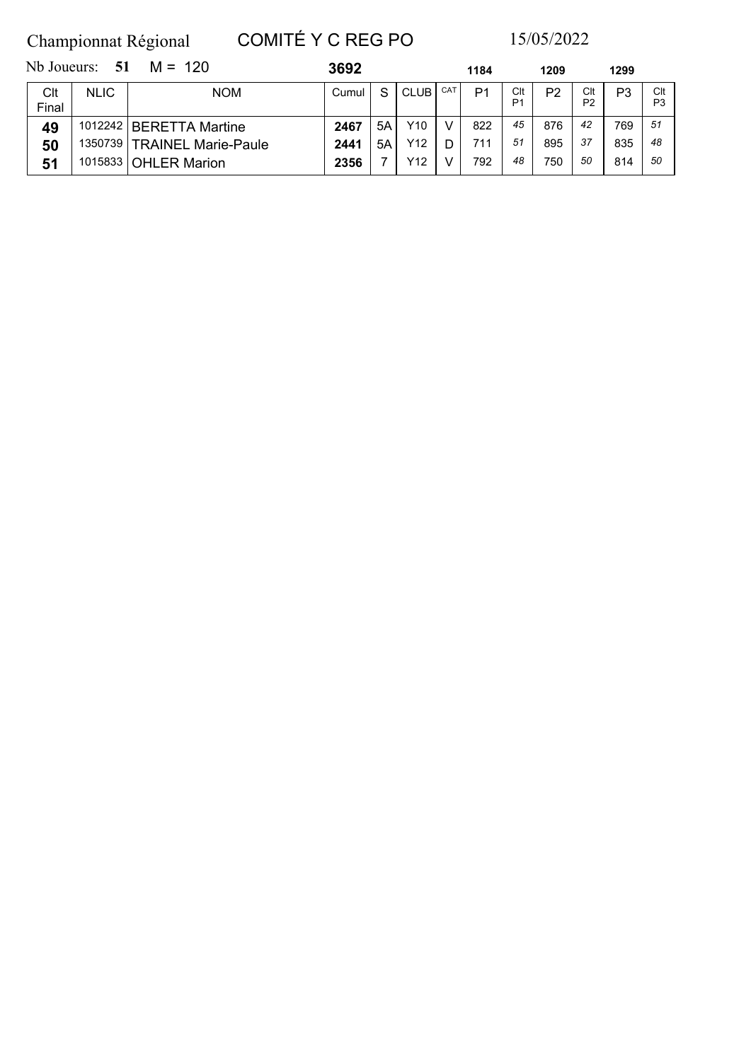Championnat Régional COMITÉ Y C REG PO 15/05/2022

Nb Joueurs: **51** M = 120

| | | | **3692** | | | | **1184** | | **1209** | | **1299** | |
|---|---|---|---|---|---|---|---|---|---|---|---|---|
| Clt Final | NLIC | NOM | Cumul | S | CLUB | CAT | P1 | Clt P1 | P2 | Clt P2 | P3 | Clt P3 |
| **49** | 1012242 | BERETTA Martine | **2467** | 5A | Y10 | V | 822 | *45* | 876 | *42* | 769 | *51* |
| **50** | 1350739 | TRAINEL Marie-Paule | **2441** | 5A | Y12 | D | 711 | *51* | 895 | *37* | 835 | *48* |
| **51** | 1015833 | OHLER Marion | **2356** | 7 | Y12 | V | 792 | *48* | 750 | *50* | 814 | *50* |